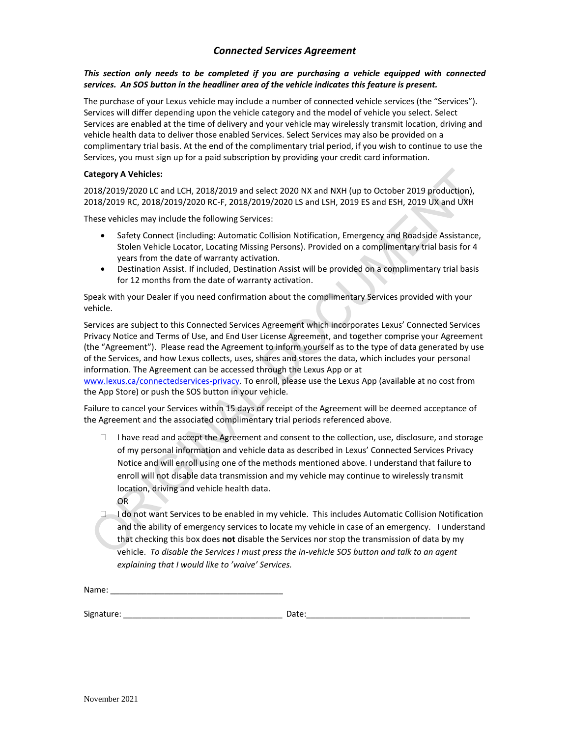# *Connected Services Agreement*

***This section only needs to be completed if you are purchasing a vehicle equipped with connected services. An SOS button in the headliner area of the vehicle indicates this feature is present.***

The purchase of your Lexus vehicle may include a number of connected vehicle services (the "Services"). Services will differ depending upon the vehicle category and the model of vehicle you select. Select Services are enabled at the time of delivery and your vehicle may wirelessly transmit location, driving and vehicle health data to deliver those enabled Services. Select Services may also be provided on a complimentary trial basis. At the end of the complimentary trial period, if you wish to continue to use the Services, you must sign up for a paid subscription by providing your credit card information.

**Category A Vehicles:**

2018/2019/2020 LC and LCH, 2018/2019 and select 2020 NX and NXH (up to October 2019 production), 2018/2019 RC, 2018/2019/2020 RC-F, 2018/2019/2020 LS and LSH, 2019 ES and ESH, 2019 UX and UXH

These vehicles may include the following Services:

- Safety Connect (including: Automatic Collision Notification, Emergency and Roadside Assistance, Stolen Vehicle Locator, Locating Missing Persons). Provided on a complimentary trial basis for 4 years from the date of warranty activation.
- Destination Assist. If included, Destination Assist will be provided on a complimentary trial basis for 12 months from the date of warranty activation.

Speak with your Dealer if you need confirmation about the complimentary Services provided with your vehicle.

Services are subject to this Connected Services Agreement which incorporates Lexus' Connected Services Privacy Notice and Terms of Use, and End User License Agreement, and together comprise your Agreement (the "Agreement"). Please read the Agreement to inform yourself as to the type of data generated by use of the Services, and how Lexus collects, uses, shares and stores the data, which includes your personal information. The Agreement can be accessed through the Lexus App or at www.lexus.ca/connectedservices-privacy. To enroll, please use the Lexus App (available at no cost from the App Store) or push the SOS button in your vehicle.

Failure to cancel your Services within 15 days of receipt of the Agreement will be deemed acceptance of the Agreement and the associated complimentary trial periods referenced above.

☐ I have read and accept the Agreement and consent to the collection, use, disclosure, and storage of my personal information and vehicle data as described in Lexus' Connected Services Privacy Notice and will enroll using one of the methods mentioned above. I understand that failure to enroll will not disable data transmission and my vehicle may continue to wirelessly transmit location, driving and vehicle health data.

OR

☐ I do not want Services to be enabled in my vehicle. This includes Automatic Collision Notification and the ability of emergency services to locate my vehicle in case of an emergency. I understand that checking this box does **not** disable the Services nor stop the transmission of data by my vehicle. *To disable the Services I must press the in-vehicle SOS button and talk to an agent explaining that I would like to 'waive' Services.*

Name: ______________________________________

Signature: ___________________________________ Date:_____________________________________

November 2021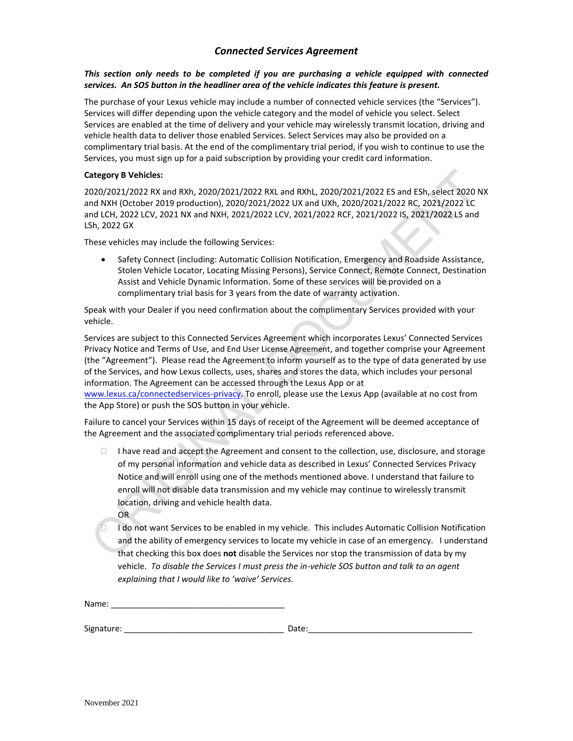## *Connected Services Agreement*

***This section only needs to be completed if you are purchasing a vehicle equipped with connected services. An SOS button in the headliner area of the vehicle indicates this feature is present.***

The purchase of your Lexus vehicle may include a number of connected vehicle services (the "Services"). Services will differ depending upon the vehicle category and the model of vehicle you select. Select Services are enabled at the time of delivery and your vehicle may wirelessly transmit location, driving and vehicle health data to deliver those enabled Services. Select Services may also be provided on a complimentary trial basis. At the end of the complimentary trial period, if you wish to continue to use the Services, you must sign up for a paid subscription by providing your credit card information.

**Category B Vehicles:**

2020/2021/2022 RX and RXh, 2020/2021/2022 RXL and RXhL, 2020/2021/2022 ES and ESh, select 2020 NX and NXH (October 2019 production), 2020/2021/2022 UX and UXh, 2020/2021/2022 RC, 2021/2022 LC and LCH, 2022 LCV, 2021 NX and NXH, 2021/2022 LCV, 2021/2022 RCF, 2021/2022 IS, 2021/2022 LS and LSh, 2022 GX

These vehicles may include the following Services:

- Safety Connect (including: Automatic Collision Notification, Emergency and Roadside Assistance, Stolen Vehicle Locator, Locating Missing Persons), Service Connect, Remote Connect, Destination Assist and Vehicle Dynamic Information. Some of these services will be provided on a complimentary trial basis for 3 years from the date of warranty activation.

Speak with your Dealer if you need confirmation about the complimentary Services provided with your vehicle.

Services are subject to this Connected Services Agreement which incorporates Lexus' Connected Services Privacy Notice and Terms of Use, and End User License Agreement, and together comprise your Agreement (the "Agreement"). Please read the Agreement to inform yourself as to the type of data generated by use of the Services, and how Lexus collects, uses, shares and stores the data, which includes your personal information. The Agreement can be accessed through the Lexus App or at www.lexus.ca/connectedservices-privacy. To enroll, please use the Lexus App (available at no cost from the App Store) or push the SOS button in your vehicle.

Failure to cancel your Services within 15 days of receipt of the Agreement will be deemed acceptance of the Agreement and the associated complimentary trial periods referenced above.

- ☐ I have read and accept the Agreement and consent to the collection, use, disclosure, and storage of my personal information and vehicle data as described in Lexus' Connected Services Privacy Notice and will enroll using one of the methods mentioned above. I understand that failure to enroll will not disable data transmission and my vehicle may continue to wirelessly transmit location, driving and vehicle health data.

  OR

- ☐ I do not want Services to be enabled in my vehicle. This includes Automatic Collision Notification and the ability of emergency services to locate my vehicle in case of an emergency. I understand that checking this box does **not** disable the Services nor stop the transmission of data by my vehicle. *To disable the Services I must press the in-vehicle SOS button and talk to an agent explaining that I would like to 'waive' Services.*

Name: ______________________________________

Signature: __________________________________ Date: ____________________________________

November 2021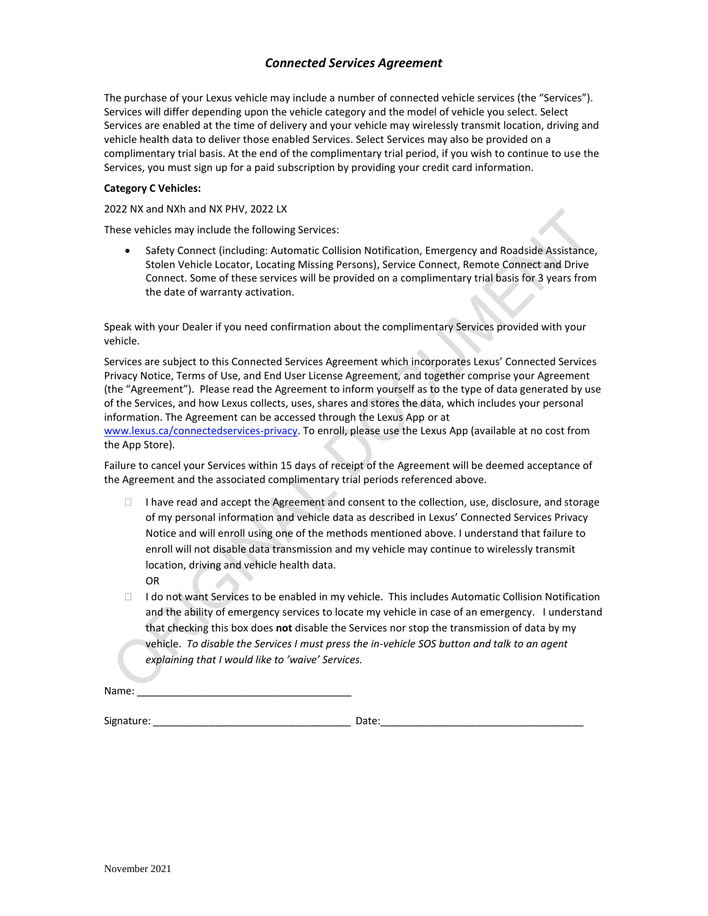# *Connected Services Agreement*

The purchase of your Lexus vehicle may include a number of connected vehicle services (the "Services"). Services will differ depending upon the vehicle category and the model of vehicle you select. Select Services are enabled at the time of delivery and your vehicle may wirelessly transmit location, driving and vehicle health data to deliver those enabled Services. Select Services may also be provided on a complimentary trial basis. At the end of the complimentary trial period, if you wish to continue to use the Services, you must sign up for a paid subscription by providing your credit card information.

**Category C Vehicles:**

2022 NX and NXh and NX PHV, 2022 LX

These vehicles may include the following Services:

- Safety Connect (including: Automatic Collision Notification, Emergency and Roadside Assistance, Stolen Vehicle Locator, Locating Missing Persons), Service Connect, Remote Connect and Drive Connect. Some of these services will be provided on a complimentary trial basis for 3 years from the date of warranty activation.

Speak with your Dealer if you need confirmation about the complimentary Services provided with your vehicle.

Services are subject to this Connected Services Agreement which incorporates Lexus' Connected Services Privacy Notice, Terms of Use, and End User License Agreement, and together comprise your Agreement (the "Agreement"). Please read the Agreement to inform yourself as to the type of data generated by use of the Services, and how Lexus collects, uses, shares and stores the data, which includes your personal information. The Agreement can be accessed through the Lexus App or at www.lexus.ca/connectedservices-privacy. To enroll, please use the Lexus App (available at no cost from the App Store).

Failure to cancel your Services within 15 days of receipt of the Agreement will be deemed acceptance of the Agreement and the associated complimentary trial periods referenced above.

☐ I have read and accept the Agreement and consent to the collection, use, disclosure, and storage of my personal information and vehicle data as described in Lexus' Connected Services Privacy Notice and will enroll using one of the methods mentioned above. I understand that failure to enroll will not disable data transmission and my vehicle may continue to wirelessly transmit location, driving and vehicle health data.

OR

☐ I do not want Services to be enabled in my vehicle. This includes Automatic Collision Notification and the ability of emergency services to locate my vehicle in case of an emergency. I understand that checking this box does **not** disable the Services nor stop the transmission of data by my vehicle. *To disable the Services I must press the in-vehicle SOS button and talk to an agent explaining that I would like to 'waive' Services.*

Name: ______________________________________

Signature: ___________________________________ Date:____________________________________

November 2021